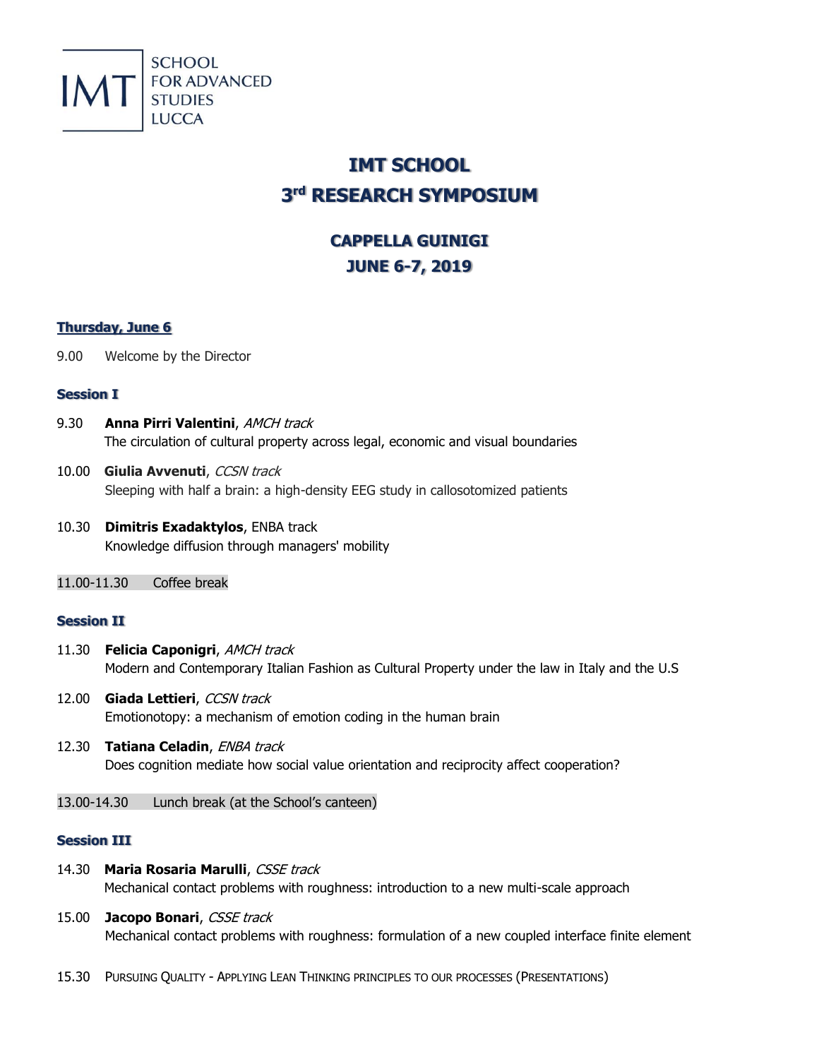SCHOOL
FOR ADVANCED
STUDIES
LUCCA

# IMT SCHOOL
# 3rd RESEARCH SYMPOSIUM

## CAPPELLA GUINIGI
## JUNE 6-7, 2019

### Thursday, June 6

9.00 Welcome by the Director

### Session I

9.30 **Anna Pirri Valentini**, *AMCH track*
The circulation of cultural property across legal, economic and visual boundaries

10.00 **Giulia Avvenuti**, *CCSN track*
Sleeping with half a brain: a high-density EEG study in callosotomized patients

10.30 **Dimitris Exadaktylos**, ENBA track
Knowledge diffusion through managers' mobility

11.00-11.30 Coffee break

### Session II

11.30 **Felicia Caponigri**, *AMCH track*
Modern and Contemporary Italian Fashion as Cultural Property under the law in Italy and the U.S

12.00 **Giada Lettieri**, *CCSN track*
Emotionotopy: a mechanism of emotion coding in the human brain

12.30 **Tatiana Celadin**, *ENBA track*
Does cognition mediate how social value orientation and reciprocity affect cooperation?

13.00-14.30 Lunch break (at the School's canteen)

### Session III

14.30 **Maria Rosaria Marulli**, *CSSE track*
Mechanical contact problems with roughness: introduction to a new multi-scale approach

15.00 **Jacopo Bonari**, *CSSE track*
Mechanical contact problems with roughness: formulation of a new coupled interface finite element

15.30 PURSUING QUALITY - APPLYING LEAN THINKING PRINCIPLES TO OUR PROCESSES (PRESENTATIONS)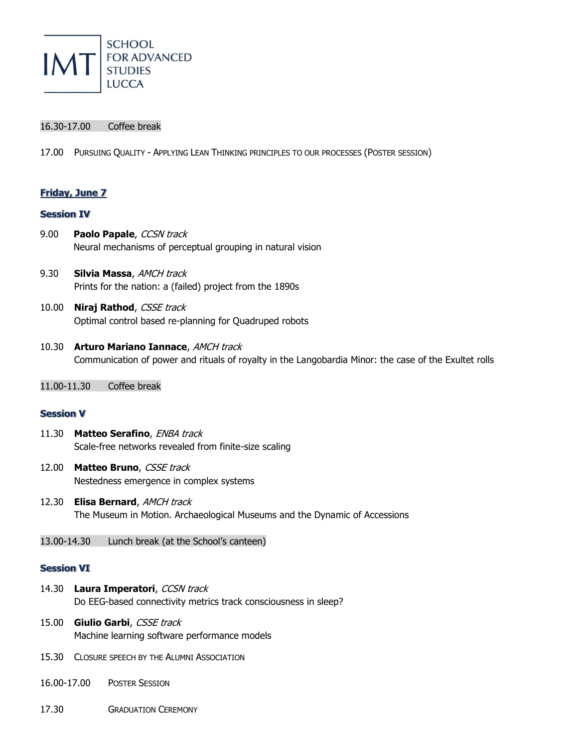IMT SCHOOL FOR ADVANCED STUDIES LUCCA

16.30-17.00 Coffee break

17.00 PURSUING QUALITY - APPLYING LEAN THINKING PRINCIPLES TO OUR PROCESSES (POSTER SESSION)

## Friday, June 7

### Session IV

9.00 **Paolo Papale**, *CCSN track*
Neural mechanisms of perceptual grouping in natural vision

9.30 **Silvia Massa**, *AMCH track*
Prints for the nation: a (failed) project from the 1890s

10.00 **Niraj Rathod**, *CSSE track*
Optimal control based re-planning for Quadruped robots

10.30 **Arturo Mariano Iannace**, *AMCH track*
Communication of power and rituals of royalty in the Langobardia Minor: the case of the Exultet rolls

11.00-11.30 Coffee break

### Session V

11.30 **Matteo Serafino**, *ENBA track*
Scale-free networks revealed from finite-size scaling

12.00 **Matteo Bruno**, *CSSE track*
Nestedness emergence in complex systems

12.30 **Elisa Bernard**, *AMCH track*
The Museum in Motion. Archaeological Museums and the Dynamic of Accessions

13.00-14.30 Lunch break (at the School's canteen)

### Session VI

14.30 **Laura Imperatori**, *CCSN track*
Do EEG-based connectivity metrics track consciousness in sleep?

15.00 **Giulio Garbi**, *CSSE track*
Machine learning software performance models

15.30 CLOSURE SPEECH BY THE ALUMNI ASSOCIATION

16.00-17.00 POSTER SESSION

17.30 GRADUATION CEREMONY